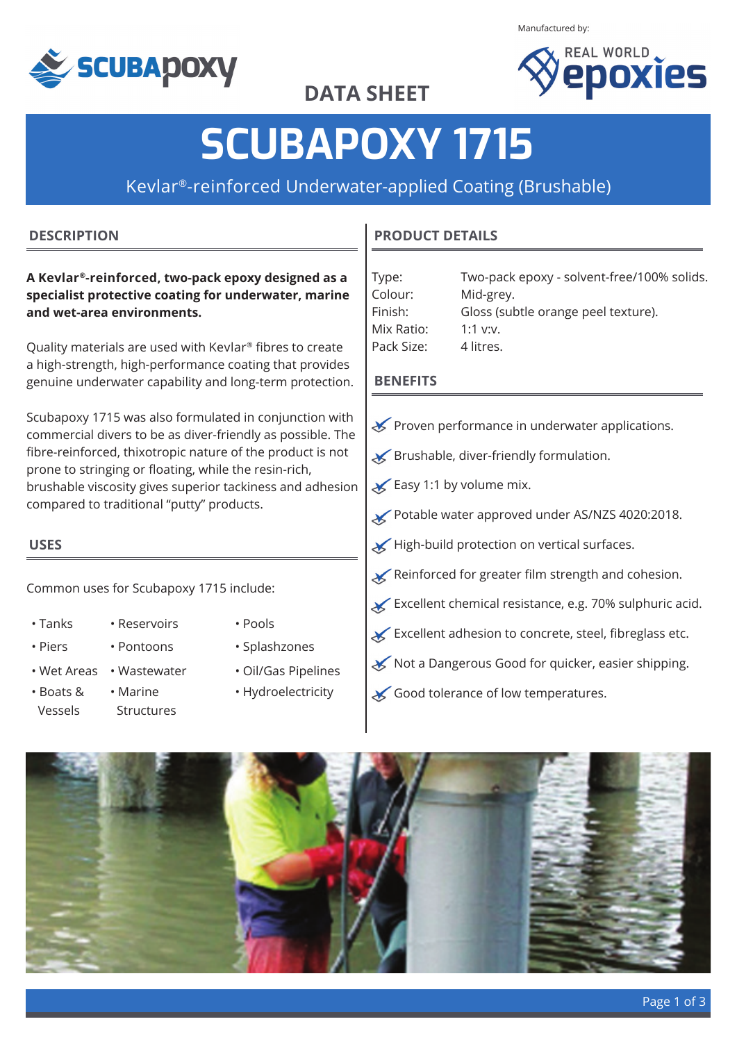DATA SHEET

Manufactured by: REAL WORLD epoxies

# SCUBAPOXY 1715

Kevlar®-reinforced Underwater-applied Coating (Brushable)

## DESCRIPTION

**A Kevlar®-reinforced, two-pack epoxy designed as a specialist protective coating for underwater, marine and wet-area environments.**

Quality materials are used with Kevlar® fibres to create a high-strength, high-performance coating that provides genuine underwater capability and long-term protection.

Scubapoxy 1715 was also formulated in conjunction with commercial divers to be as diver-friendly as possible. The fibre-reinforced, thixotropic nature of the product is not prone to stringing or floating, while the resin-rich, brushable viscosity gives superior tackiness and adhesion compared to traditional "putty" products.

## USES

Common uses for Scubapoxy 1715 include:

- Tanks
- Piers
- Wet Areas
- Boats & Vessels
- Reservoirs
- Pontoons
- Wastewater
- Marine Structures
- Pools
- Splashzones
- Oil/Gas Pipelines
- Hydroelectricity

## PRODUCT DETAILS

| | |
|---|---|
| Type: | Two-pack epoxy - solvent-free/100% solids. |
| Colour: | Mid-grey. |
| Finish: | Gloss (subtle orange peel texture). |
| Mix Ratio: | 1:1 v:v. |
| Pack Size: | 4 litres. |

## BENEFITS

- Proven performance in underwater applications.
- Brushable, diver-friendly formulation.
- Easy 1:1 by volume mix.
- Potable water approved under AS/NZS 4020:2018.
- High-build protection on vertical surfaces.
- Reinforced for greater film strength and cohesion.
- Excellent chemical resistance, e.g. 70% sulphuric acid.
- Excellent adhesion to concrete, steel, fibreglass etc.
- Not a Dangerous Good for quicker, easier shipping.
- Good tolerance of low temperatures.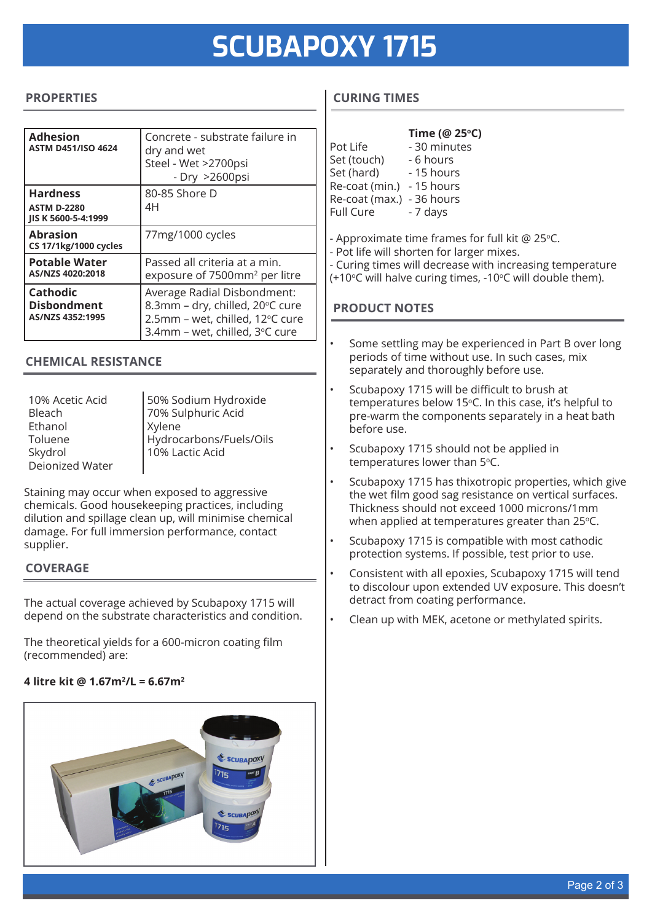# SCUBAPOXY 1715

## PROPERTIES

| Property | Result |
|---|---|
| **Adhesion** ASTM D451/ISO 4624 | Concrete - substrate failure in dry and wet<br>Steel - Wet >2700psi<br>- Dry >2600psi |
| **Hardness** ASTM D-2280<br>JIS K 5600-5-4:1999 | 80-85 Shore D<br>4H |
| **Abrasion** CS 17/1kg/1000 cycles | 77mg/1000 cycles |
| **Potable Water** AS/NZS 4020:2018 | Passed all criteria at a min. exposure of 7500mm² per litre |
| **Cathodic Disbondment** AS/NZS 4352:1995 | Average Radial Disbondment:<br>8.3mm – dry, chilled, 20°C cure<br>2.5mm – wet, chilled, 12°C cure<br>3.4mm – wet, chilled, 3°C cure |

## CHEMICAL RESISTANCE

| | |
|---|---|
| 10% Acetic Acid | 50% Sodium Hydroxide |
| Bleach | 70% Sulphuric Acid |
| Ethanol | Xylene |
| Toluene | Hydrocarbons/Fuels/Oils |
| Skydrol | 10% Lactic Acid |
| Deionized Water | |

Staining may occur when exposed to aggressive chemicals. Good housekeeping practices, including dilution and spillage clean up, will minimise chemical damage. For full immersion performance, contact supplier.

## COVERAGE

The actual coverage achieved by Scubapoxy 1715 will depend on the substrate characteristics and condition.

The theoretical yields for a 600-micron coating film (recommended) are:

**4 litre kit @ 1.67m²/L = 6.67m²**

## CURING TIMES

| | Time (@ 25°C) |
|---|---|
| Pot Life | - 30 minutes |
| Set (touch) | - 6 hours |
| Set (hard) | - 15 hours |
| Re-coat (min.) | - 15 hours |
| Re-coat (max.) | - 36 hours |
| Full Cure | - 7 days |

- Approximate time frames for full kit @ 25°C.
- Pot life will shorten for larger mixes.
- Curing times will decrease with increasing temperature (+10°C will halve curing times, -10°C will double them).

## PRODUCT NOTES

- Some settling may be experienced in Part B over long periods of time without use. In such cases, mix separately and thoroughly before use.
- Scubapoxy 1715 will be difficult to brush at temperatures below 15°C. In this case, it's helpful to pre-warm the components separately in a heat bath before use.
- Scubapoxy 1715 should not be applied in temperatures lower than 5°C.
- Scubapoxy 1715 has thixotropic properties, which give the wet film good sag resistance on vertical surfaces. Thickness should not exceed 1000 microns/1mm when applied at temperatures greater than 25°C.
- Scubapoxy 1715 is compatible with most cathodic protection systems. If possible, test prior to use.
- Consistent with all epoxies, Scubapoxy 1715 will tend to discolour upon extended UV exposure. This doesn't detract from coating performance.
- Clean up with MEK, acetone or methylated spirits.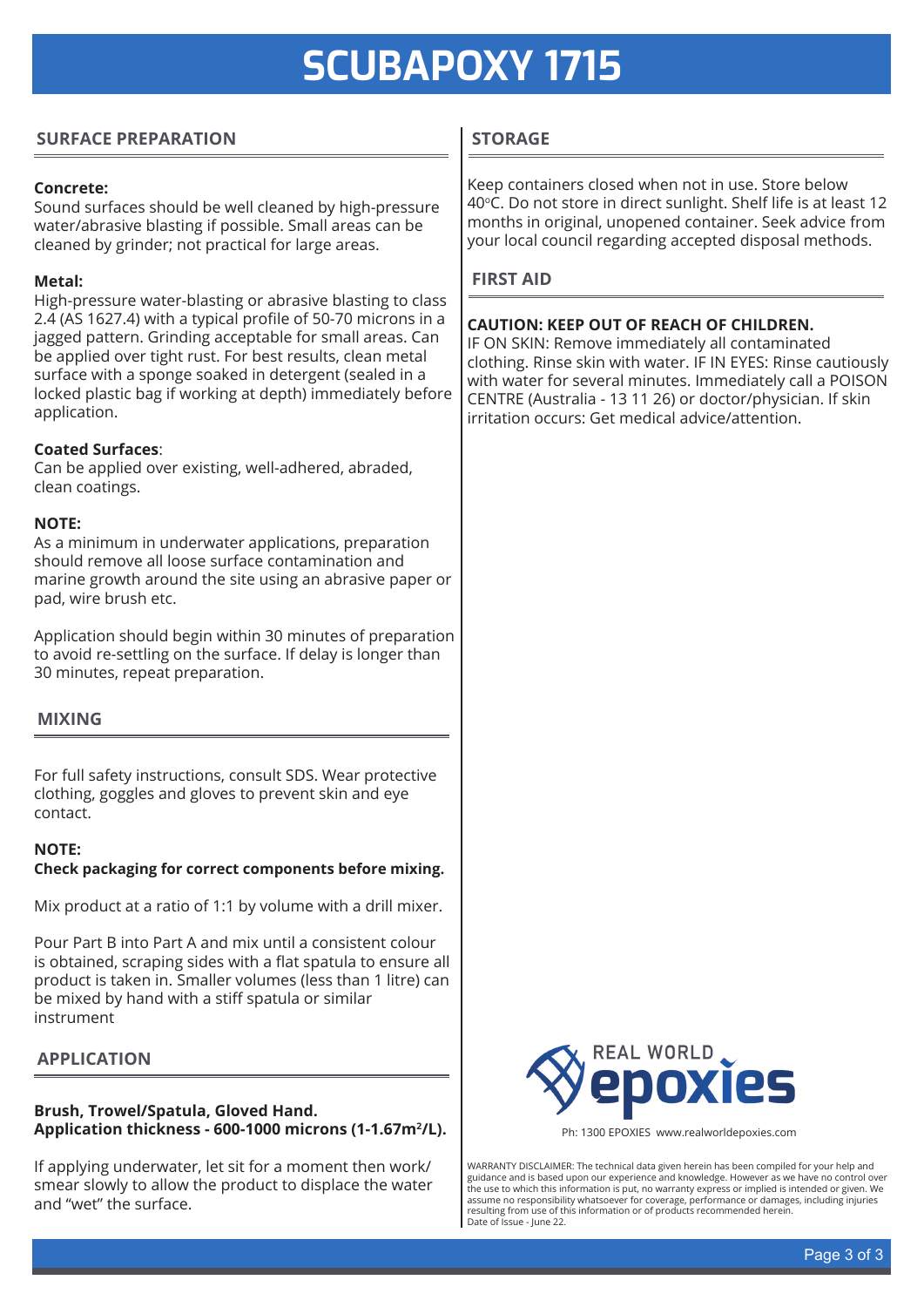# SCUBAPOXY 1715

## SURFACE PREPARATION

**Concrete:**
Sound surfaces should be well cleaned by high-pressure water/abrasive blasting if possible. Small areas can be cleaned by grinder; not practical for large areas.

**Metal:**
High-pressure water-blasting or abrasive blasting to class 2.4 (AS 1627.4) with a typical profile of 50-70 microns in a jagged pattern. Grinding acceptable for small areas. Can be applied over tight rust. For best results, clean metal surface with a sponge soaked in detergent (sealed in a locked plastic bag if working at depth) immediately before application.

**Coated Surfaces**:
Can be applied over existing, well-adhered, abraded, clean coatings.

**NOTE:**
As a minimum in underwater applications, preparation should remove all loose surface contamination and marine growth around the site using an abrasive paper or pad, wire brush etc.

Application should begin within 30 minutes of preparation to avoid re-settling on the surface. If delay is longer than 30 minutes, repeat preparation.

## MIXING

For full safety instructions, consult SDS. Wear protective clothing, goggles and gloves to prevent skin and eye contact.

**NOTE:**
**Check packaging for correct components before mixing.**

Mix product at a ratio of 1:1 by volume with a drill mixer.

Pour Part B into Part A and mix until a consistent colour is obtained, scraping sides with a flat spatula to ensure all product is taken in. Smaller volumes (less than 1 litre) can be mixed by hand with a stiff spatula or similar instrument

## APPLICATION

**Brush, Trowel/Spatula, Gloved Hand.**
**Application thickness - 600-1000 microns (1-1.67m²/L).**

If applying underwater, let sit for a moment then work/ smear slowly to allow the product to displace the water and "wet" the surface.

## STORAGE

Keep containers closed when not in use. Store below 40°C. Do not store in direct sunlight. Shelf life is at least 12 months in original, unopened container. Seek advice from your local council regarding accepted disposal methods.

## FIRST AID

**CAUTION: KEEP OUT OF REACH OF CHILDREN.**
IF ON SKIN: Remove immediately all contaminated clothing. Rinse skin with water. IF IN EYES: Rinse cautiously with water for several minutes. Immediately call a POISON CENTRE (Australia - 13 11 26) or doctor/physician. If skin irritation occurs: Get medical advice/attention.

REAL WORLD epoxies

Ph: 1300 EPOXIES www.realworldepoxies.com

WARRANTY DISCLAIMER: The technical data given herein has been compiled for your help and guidance and is based upon our experience and knowledge. However as we have no control over the use to which this information is put, no warranty express or implied is intended or given. We assume no responsibility whatsoever for coverage, performance or damages, including injuries resulting from use of this information or of products recommended herein.
Date of Issue - June 22.